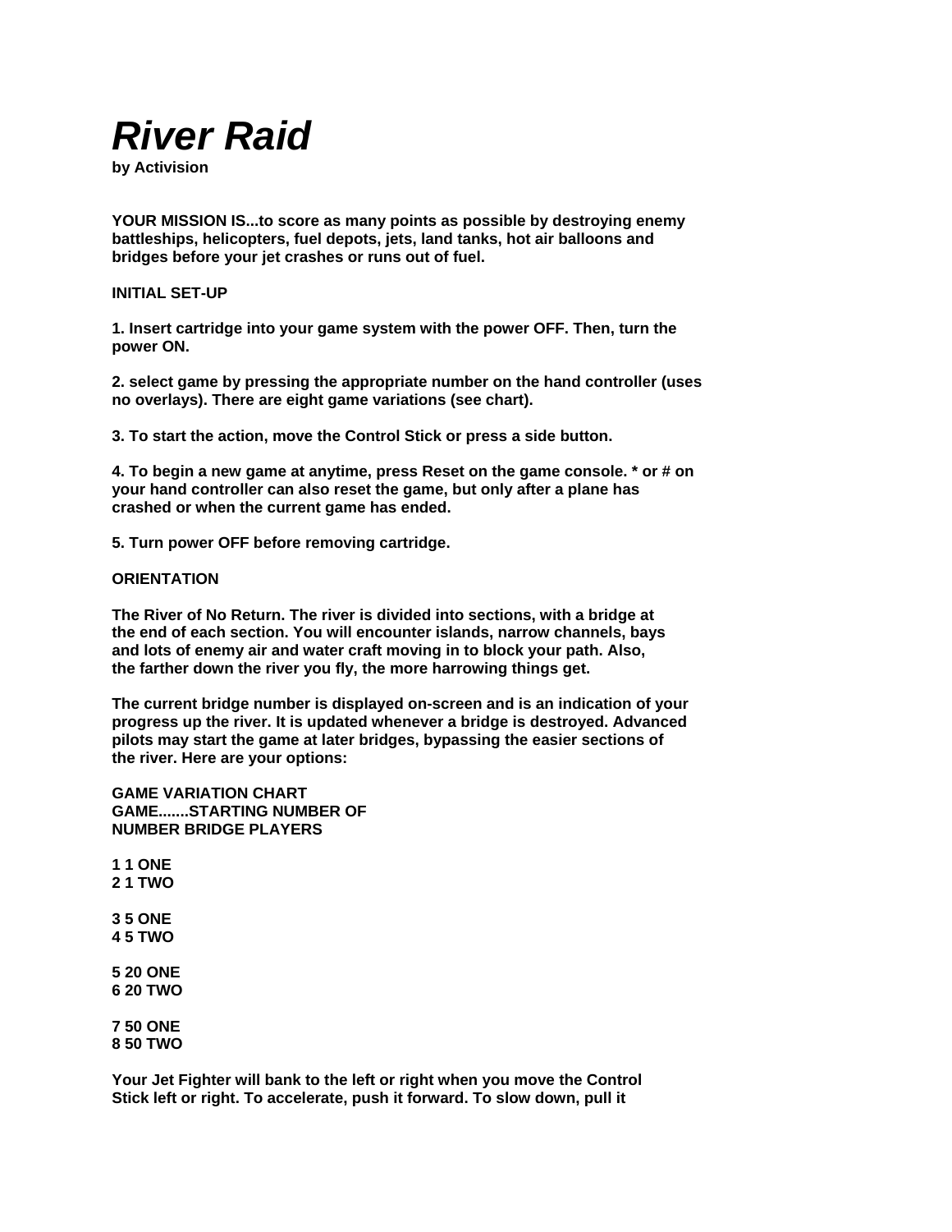# *River Raid*

**by Activision**

**YOUR MISSION IS...to score as many points as possible by destroying enemy battleships, helicopters, fuel depots, jets, land tanks, hot air balloons and bridges before your jet crashes or runs out of fuel.**

**INITIAL SET-UP**

**1. Insert cartridge into your game system with the power OFF. Then, turn the power ON.**

**2. select game by pressing the appropriate number on the hand controller (uses no overlays). There are eight game variations (see chart).**

**3. To start the action, move the Control Stick or press a side button.**

**4. To begin a new game at anytime, press Reset on the game console. * or # on your hand controller can also reset the game, but only after a plane has crashed or when the current game has ended.**

**5. Turn power OFF before removing cartridge.**

**ORIENTATION**

**The River of No Return. The river is divided into sections, with a bridge at the end of each section. You will encounter islands, narrow channels, bays and lots of enemy air and water craft moving in to block your path. Also, the farther down the river you fly, the more harrowing things get.**

**The current bridge number is displayed on-screen and is an indication of your progress up the river. It is updated whenever a bridge is destroyed. Advanced pilots may start the game at later bridges, bypassing the easier sections of the river. Here are your options:**

**GAME VARIATION CHART**

| GAME NUMBER | STARTING BRIDGE | NUMBER OF PLAYERS |
|---|---|---|
| 1 | 1 | ONE |
| 2 | 1 | TWO |
| 3 | 5 | ONE |
| 4 | 5 | TWO |
| 5 | 20 | ONE |
| 6 | 20 | TWO |
| 7 | 50 | ONE |
| 8 | 50 | TWO |

**Your Jet Fighter will bank to the left or right when you move the Control Stick left or right. To accelerate, push it forward. To slow down, pull it**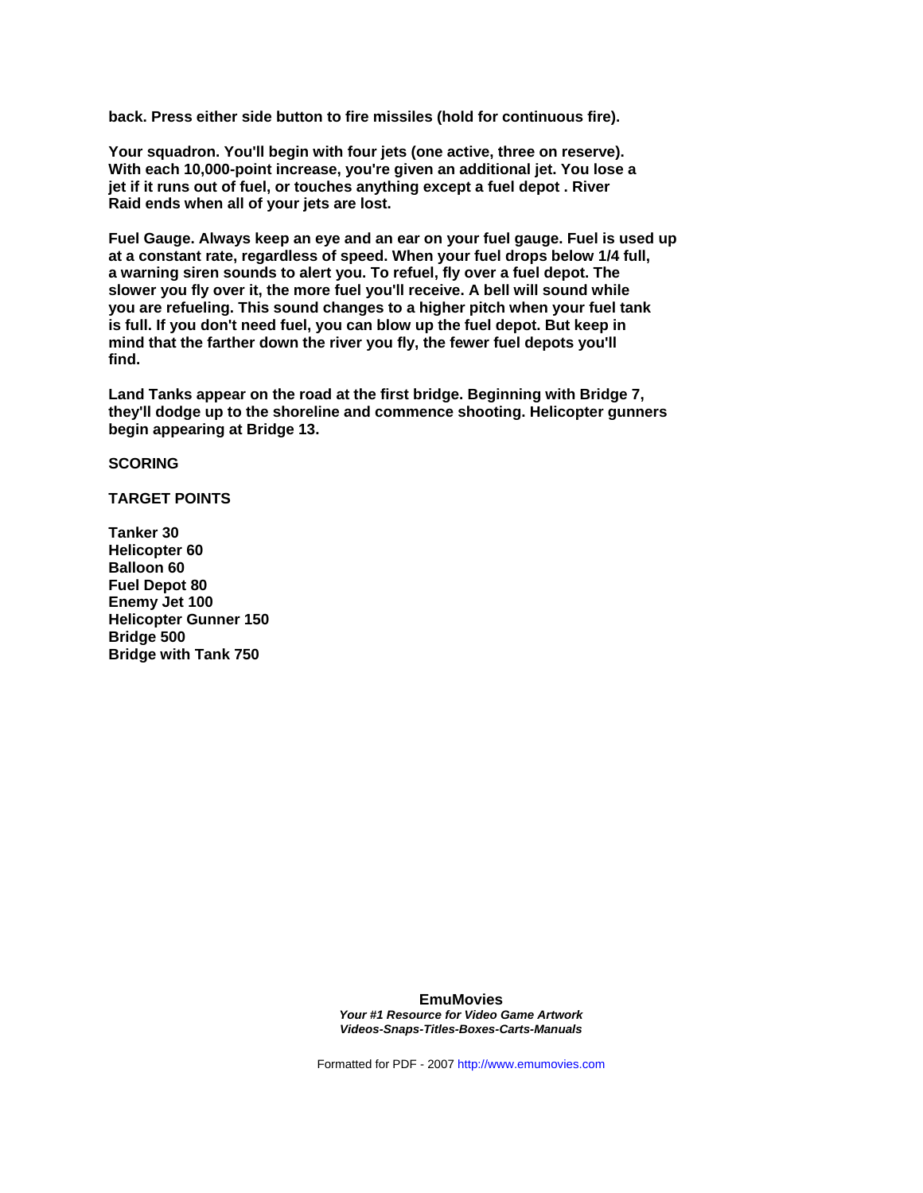**back. Press either side button to fire missiles (hold for continuous fire).**

**Your squadron. You'll begin with four jets (one active, three on reserve). With each 10,000-point increase, you're given an additional jet. You lose a jet if it runs out of fuel, or touches anything except a fuel depot . River Raid ends when all of your jets are lost.**

**Fuel Gauge. Always keep an eye and an ear on your fuel gauge. Fuel is used up at a constant rate, regardless of speed. When your fuel drops below 1/4 full, a warning siren sounds to alert you. To refuel, fly over a fuel depot. The slower you fly over it, the more fuel you'll receive. A bell will sound while you are refueling. This sound changes to a higher pitch when your fuel tank is full. If you don't need fuel, you can blow up the fuel depot. But keep in mind that the farther down the river you fly, the fewer fuel depots you'll find.**

**Land Tanks appear on the road at the first bridge. Beginning with Bridge 7, they'll dodge up to the shoreline and commence shooting. Helicopter gunners begin appearing at Bridge 13.**

## SCORING

### TARGET POINTS

**Tanker 30**
**Helicopter 60**
**Balloon 60**
**Fuel Depot 80**
**Enemy Jet 100**
**Helicopter Gunner 150**
**Bridge 500**
**Bridge with Tank 750**

**EmuMovies**
***Your #1 Resource for Video Game Artwork***
***Videos-Snaps-Titles-Boxes-Carts-Manuals***

Formatted for PDF - 2007 http://www.emumovies.com